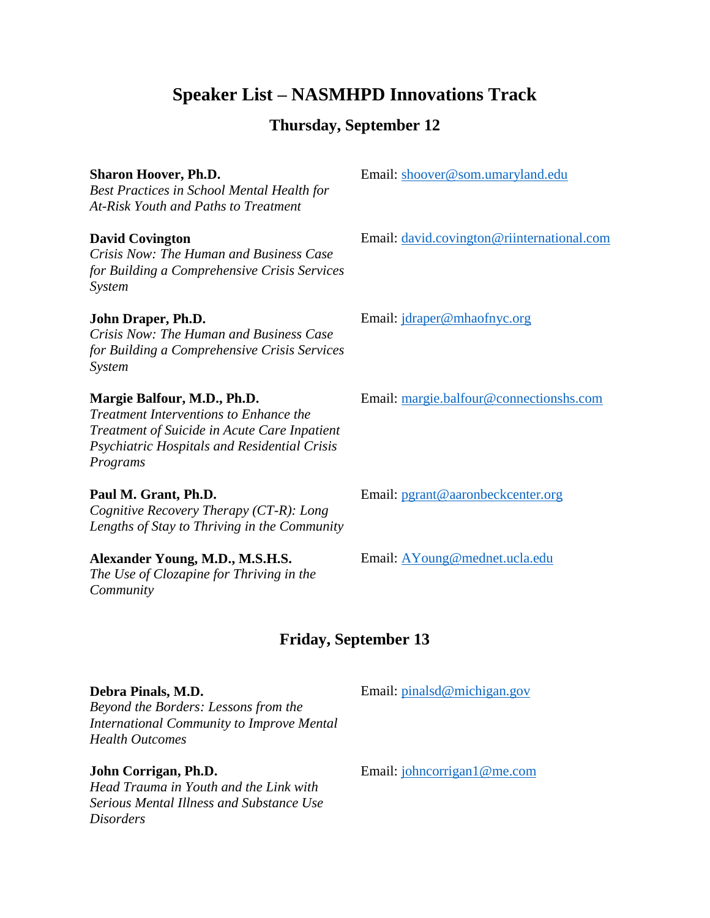# Speaker List – NASMHPD Innovations Track

## Thursday, September 12

**Sharon Hoover, Ph.D.**
*Best Practices in School Mental Health for At-Risk Youth and Paths to Treatment*
Email: shoover@som.umaryland.edu

**David Covington**
*Crisis Now: The Human and Business Case for Building a Comprehensive Crisis Services System*
Email: david.covington@riinternational.com

**John Draper, Ph.D.**
*Crisis Now: The Human and Business Case for Building a Comprehensive Crisis Services System*
Email: jdraper@mhaofnyc.org

**Margie Balfour, M.D., Ph.D.**
*Treatment Interventions to Enhance the Treatment of Suicide in Acute Care Inpatient Psychiatric Hospitals and Residential Crisis Programs*
Email: margie.balfour@connectionshs.com

**Paul M. Grant, Ph.D.**
*Cognitive Recovery Therapy (CT-R): Long Lengths of Stay to Thriving in the Community*
Email: pgrant@aaronbeckcenter.org

**Alexander Young, M.D., M.S.H.S.**
*The Use of Clozapine for Thriving in the Community*
Email: AYoung@mednet.ucla.edu

## Friday, September 13

**Debra Pinals, M.D.**
*Beyond the Borders: Lessons from the International Community to Improve Mental Health Outcomes*
Email: pinalsd@michigan.gov

**John Corrigan, Ph.D.**
*Head Trauma in Youth and the Link with Serious Mental Illness and Substance Use Disorders*
Email: johncorrigan1@me.com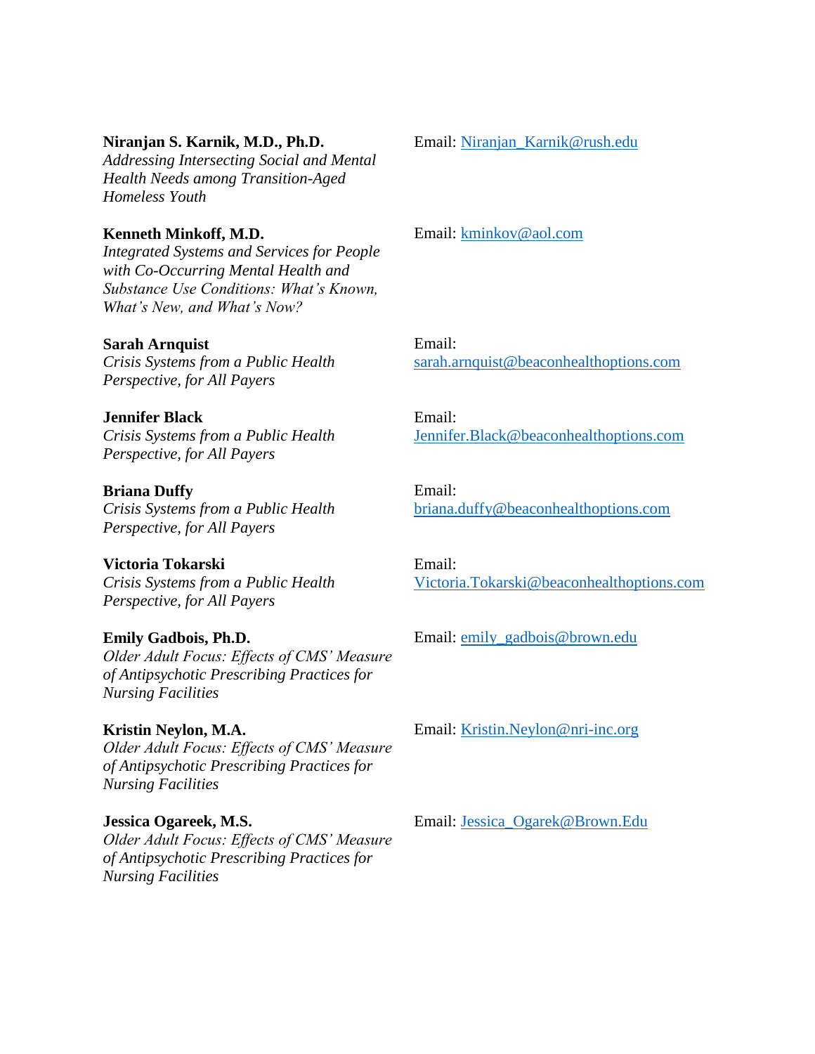**Niranjan S. Karnik, M.D., Ph.D.**
*Addressing Intersecting Social and Mental Health Needs among Transition-Aged Homeless Youth*

Email: Niranjan_Karnik@rush.edu

**Kenneth Minkoff, M.D.**
*Integrated Systems and Services for People with Co-Occurring Mental Health and Substance Use Conditions: What's Known, What's New, and What's Now?*

Email: kminkov@aol.com

**Sarah Arnquist**
*Crisis Systems from a Public Health Perspective, for All Payers*

Email: sarah.arnquist@beaconhealthoptions.com

**Jennifer Black**
*Crisis Systems from a Public Health Perspective, for All Payers*

Email: Jennifer.Black@beaconhealthoptions.com

**Briana Duffy**
*Crisis Systems from a Public Health Perspective, for All Payers*

Email: briana.duffy@beaconhealthoptions.com

**Victoria Tokarski**
*Crisis Systems from a Public Health Perspective, for All Payers*

Email: Victoria.Tokarski@beaconhealthoptions.com

**Emily Gadbois, Ph.D.**
*Older Adult Focus: Effects of CMS' Measure of Antipsychotic Prescribing Practices for Nursing Facilities*

Email: emily_gadbois@brown.edu

**Kristin Neylon, M.A.**
*Older Adult Focus: Effects of CMS' Measure of Antipsychotic Prescribing Practices for Nursing Facilities*

Email: Kristin.Neylon@nri-inc.org

**Jessica Ogareek, M.S.**
*Older Adult Focus: Effects of CMS' Measure of Antipsychotic Prescribing Practices for Nursing Facilities*

Email: Jessica_Ogarek@Brown.Edu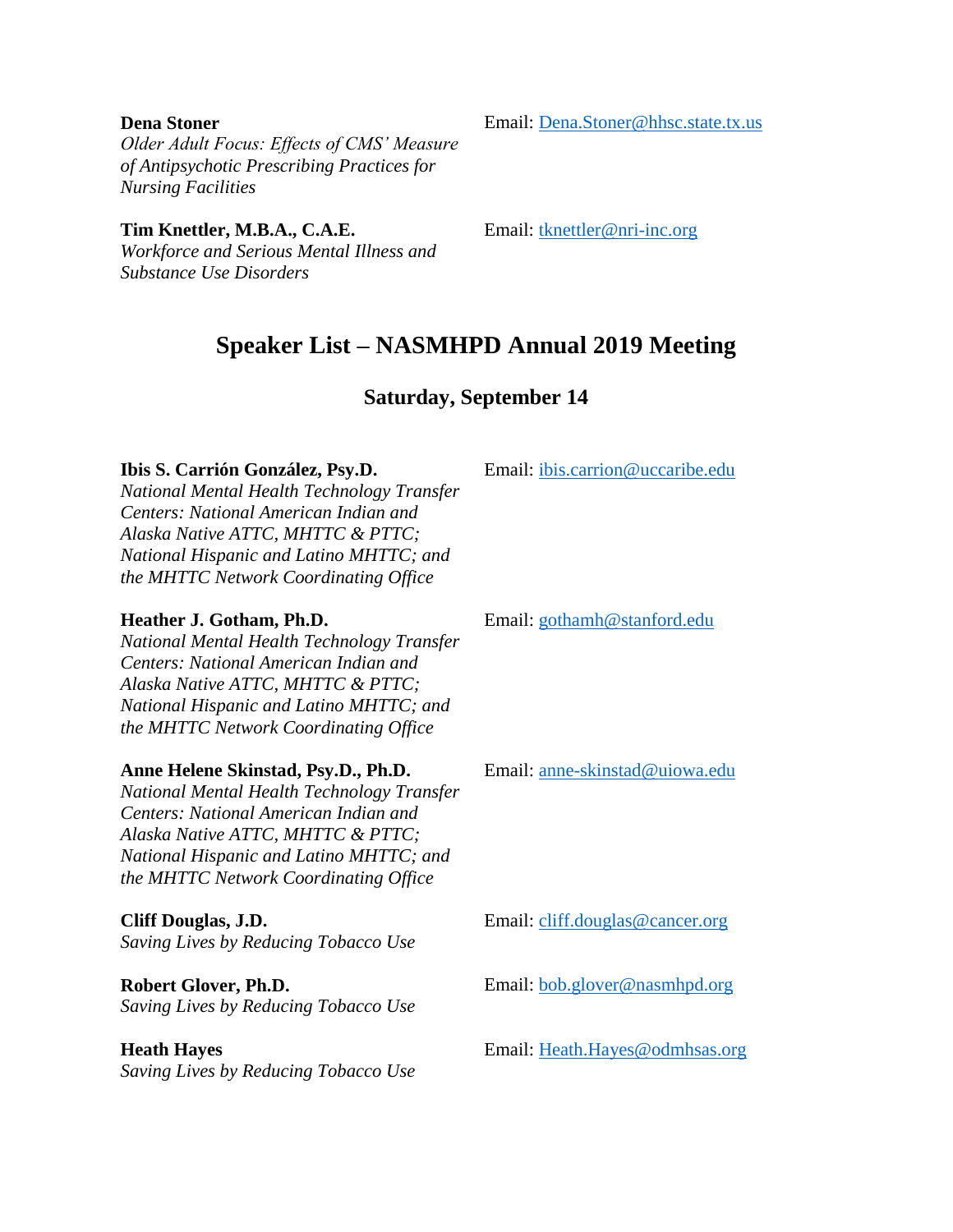**Dena Stoner**
*Older Adult Focus: Effects of CMS' Measure of Antipsychotic Prescribing Practices for Nursing Facilities*
Email: Dena.Stoner@hhsc.state.tx.us

**Tim Knettler, M.B.A., C.A.E.**
*Workforce and Serious Mental Illness and Substance Use Disorders*
Email: tknettler@nri-inc.org

## Speaker List – NASMHPD Annual 2019 Meeting

### Saturday, September 14

**Ibis S. Carrión González, Psy.D.**
*National Mental Health Technology Transfer Centers: National American Indian and Alaska Native ATTC, MHTTC & PTTC; National Hispanic and Latino MHTTC; and the MHTTC Network Coordinating Office*
Email: ibis.carrion@uccaribe.edu

**Heather J. Gotham, Ph.D.**
*National Mental Health Technology Transfer Centers: National American Indian and Alaska Native ATTC, MHTTC & PTTC; National Hispanic and Latino MHTTC; and the MHTTC Network Coordinating Office*
Email: gothamh@stanford.edu

**Anne Helene Skinstad, Psy.D., Ph.D.**
*National Mental Health Technology Transfer Centers: National American Indian and Alaska Native ATTC, MHTTC & PTTC; National Hispanic and Latino MHTTC; and the MHTTC Network Coordinating Office*
Email: anne-skinstad@uiowa.edu

**Cliff Douglas, J.D.**
*Saving Lives by Reducing Tobacco Use*
Email: cliff.douglas@cancer.org

**Robert Glover, Ph.D.**
*Saving Lives by Reducing Tobacco Use*
Email: bob.glover@nasmhpd.org

**Heath Hayes**
*Saving Lives by Reducing Tobacco Use*
Email: Heath.Hayes@odmhsas.org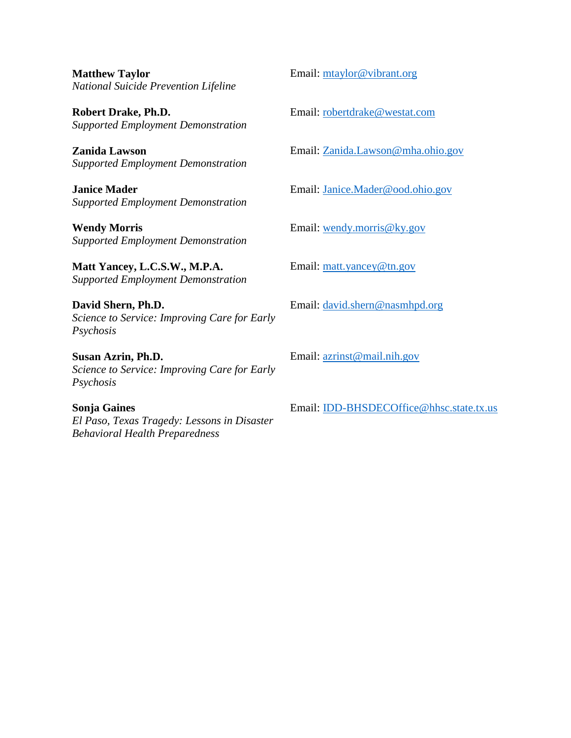**Matthew Taylor**
*National Suicide Prevention Lifeline*

Email: mtaylor@vibrant.org

**Robert Drake, Ph.D.**
*Supported Employment Demonstration*

Email: robertdrake@westat.com

**Zanida Lawson**
*Supported Employment Demonstration*

Email: Zanida.Lawson@mha.ohio.gov

**Janice Mader**
*Supported Employment Demonstration*

Email: Janice.Mader@ood.ohio.gov

**Wendy Morris**
*Supported Employment Demonstration*

Email: wendy.morris@ky.gov

**Matt Yancey, L.C.S.W., M.P.A.**
*Supported Employment Demonstration*

Email: matt.yancey@tn.gov

**David Shern, Ph.D.**
*Science to Service: Improving Care for Early Psychosis*

Email: david.shern@nasmhpd.org

**Susan Azrin, Ph.D.**
*Science to Service: Improving Care for Early Psychosis*

Email: azrinst@mail.nih.gov

**Sonja Gaines**
*El Paso, Texas Tragedy: Lessons in Disaster Behavioral Health Preparedness*

Email: IDD-BHSDECOffice@hhsc.state.tx.us